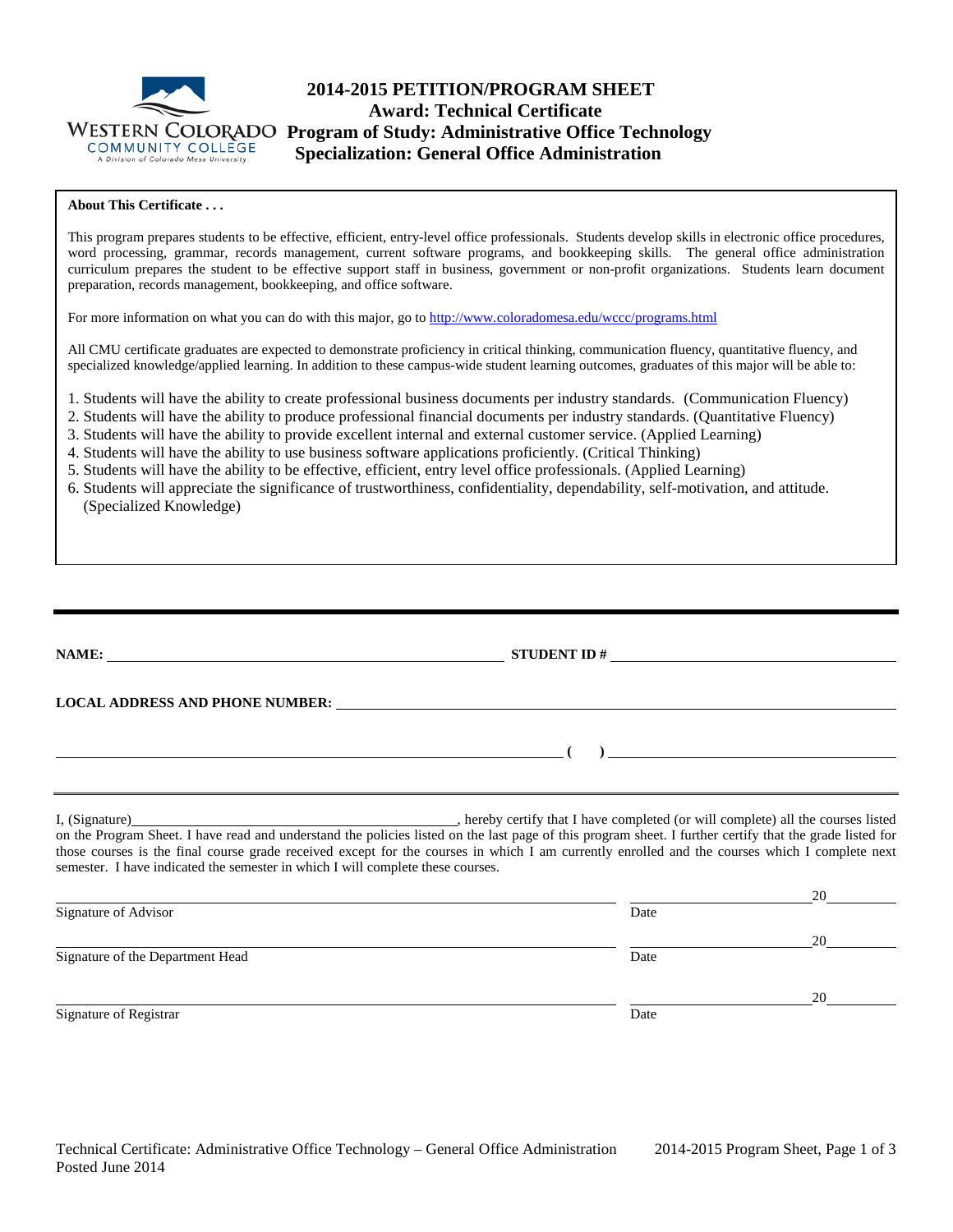WESTERN COLORADO COMMUNITY COLLEGE
A Division of Colorado Mesa University

# 2014-2015 PETITION/PROGRAM SHEET
## Award: Technical Certificate
## Program of Study: Administrative Office Technology
## Specialization: General Office Administration

**About This Certificate . . .**

This program prepares students to be effective, efficient, entry-level office professionals. Students develop skills in electronic office procedures, word processing, grammar, records management, current software programs, and bookkeeping skills. The general office administration curriculum prepares the student to be effective support staff in business, government or non-profit organizations. Students learn document preparation, records management, bookkeeping, and office software.

For more information on what you can do with this major, go to http://www.coloradomesa.edu/wccc/programs.html

All CMU certificate graduates are expected to demonstrate proficiency in critical thinking, communication fluency, quantitative fluency, and specialized knowledge/applied learning. In addition to these campus-wide student learning outcomes, graduates of this major will be able to:

1. Students will have the ability to create professional business documents per industry standards. (Communication Fluency)
2. Students will have the ability to produce professional financial documents per industry standards. (Quantitative Fluency)
3. Students will have the ability to provide excellent internal and external customer service. (Applied Learning)
4. Students will have the ability to use business software applications proficiently. (Critical Thinking)
5. Students will have the ability to be effective, efficient, entry level office professionals. (Applied Learning)
6. Students will appreciate the significance of trustworthiness, confidentiality, dependability, self-motivation, and attitude. (Specialized Knowledge)

---

**NAME:** ______________________________ **STUDENT ID #** ______________________________

**LOCAL ADDRESS AND PHONE NUMBER:** ______________________________

______________________________ **( )** ______________________________

---

I, (Signature)______________________________, hereby certify that I have completed (or will complete) all the courses listed on the Program Sheet. I have read and understand the policies listed on the last page of this program sheet. I further certify that the grade listed for those courses is the final course grade received except for the courses in which I am currently enrolled and the courses which I complete next semester. I have indicated the semester in which I will complete these courses.

______________________________ ______________20______
Signature of Advisor Date

______________________________ ______________20______
Signature of the Department Head Date

______________________________ ______________20______
Signature of Registrar Date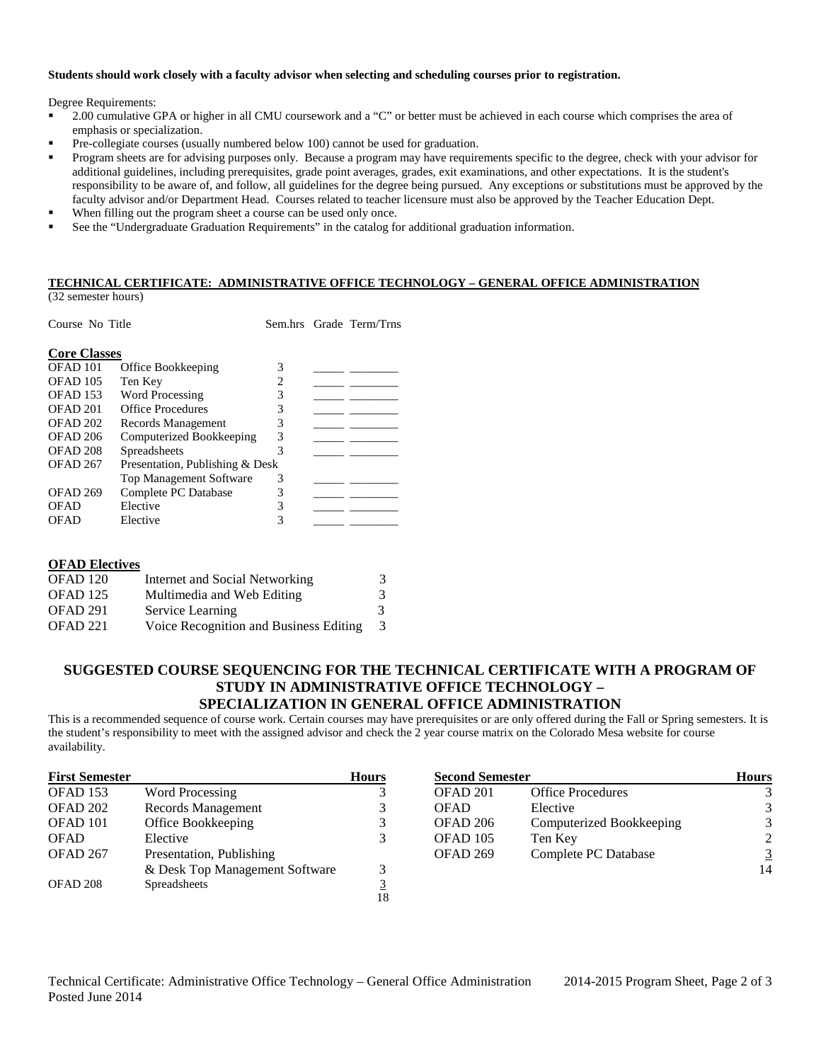**Students should work closely with a faculty advisor when selecting and scheduling courses prior to registration.**

Degree Requirements:

- 2.00 cumulative GPA or higher in all CMU coursework and a "C" or better must be achieved in each course which comprises the area of emphasis or specialization.
- Pre-collegiate courses (usually numbered below 100) cannot be used for graduation.
- Program sheets are for advising purposes only. Because a program may have requirements specific to the degree, check with your advisor for additional guidelines, including prerequisites, grade point averages, grades, exit examinations, and other expectations. It is the student's responsibility to be aware of, and follow, all guidelines for the degree being pursued. Any exceptions or substitutions must be approved by the faculty advisor and/or Department Head. Courses related to teacher licensure must also be approved by the Teacher Education Dept.
- When filling out the program sheet a course can be used only once.
- See the "Undergraduate Graduation Requirements" in the catalog for additional graduation information.

## TECHNICAL CERTIFICATE: ADMINISTRATIVE OFFICE TECHNOLOGY – GENERAL OFFICE ADMINISTRATION

(32 semester hours)

| Course No | Title | Sem.hrs | Grade | Term/Trns |
|---|---|---|---|---|
| **Core Classes** | | | | |
| OFAD 101 | Office Bookkeeping | 3 | _____ | ________ |
| OFAD 105 | Ten Key | 2 | _____ | ________ |
| OFAD 153 | Word Processing | 3 | _____ | ________ |
| OFAD 201 | Office Procedures | 3 | _____ | ________ |
| OFAD 202 | Records Management | 3 | _____ | ________ |
| OFAD 206 | Computerized Bookkeeping | 3 | _____ | ________ |
| OFAD 208 | Spreadsheets | 3 | _____ | ________ |
| OFAD 267 | Presentation, Publishing & Desk Top Management Software | 3 | _____ | ________ |
| OFAD 269 | Complete PC Database | 3 | _____ | ________ |
| OFAD | Elective | 3 | _____ | ________ |
| OFAD | Elective | 3 | _____ | ________ |

### OFAD Electives

| Course | Title | Hours |
|---|---|---|
| OFAD 120 | Internet and Social Networking | 3 |
| OFAD 125 | Multimedia and Web Editing | 3 |
| OFAD 291 | Service Learning | 3 |
| OFAD 221 | Voice Recognition and Business Editing | 3 |

## SUGGESTED COURSE SEQUENCING FOR THE TECHNICAL CERTIFICATE WITH A PROGRAM OF STUDY IN ADMINISTRATIVE OFFICE TECHNOLOGY – SPECIALIZATION IN GENERAL OFFICE ADMINISTRATION

This is a recommended sequence of course work. Certain courses may have prerequisites or are only offered during the Fall or Spring semesters. It is the student's responsibility to meet with the assigned advisor and check the 2 year course matrix on the Colorado Mesa website for course availability.

| First Semester | | Hours |
|---|---|---|
| OFAD 153 | Word Processing | 3 |
| OFAD 202 | Records Management | 3 |
| OFAD 101 | Office Bookkeeping | 3 |
| OFAD | Elective | 3 |
| OFAD 267 | Presentation, Publishing & Desk Top Management Software | 3 |
| OFAD 208 | Spreadsheets | 3 |
| | | 18 |

| Second Semester | | Hours |
|---|---|---|
| OFAD 201 | Office Procedures | 3 |
| OFAD | Elective | 3 |
| OFAD 206 | Computerized Bookkeeping | 3 |
| OFAD 105 | Ten Key | 2 |
| OFAD 269 | Complete PC Database | 3 |
| | | 14 |

Posted June 2014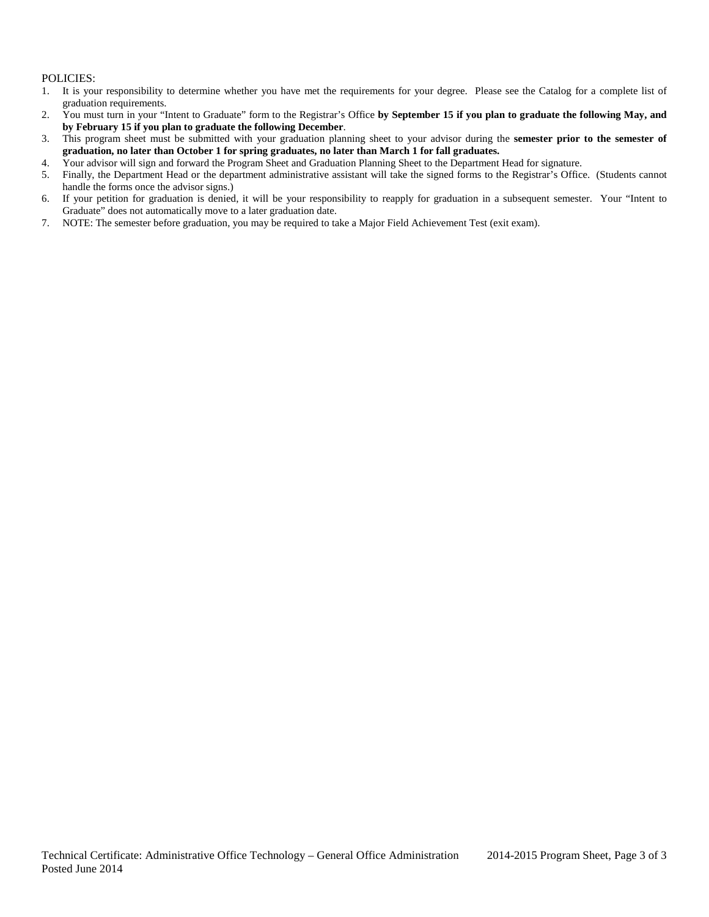POLICIES:

1. It is your responsibility to determine whether you have met the requirements for your degree. Please see the Catalog for a complete list of graduation requirements.
2. You must turn in your "Intent to Graduate" form to the Registrar's Office **by September 15 if you plan to graduate the following May, and by February 15 if you plan to graduate the following December**.
3. This program sheet must be submitted with your graduation planning sheet to your advisor during the **semester prior to the semester of graduation, no later than October 1 for spring graduates, no later than March 1 for fall graduates.**
4. Your advisor will sign and forward the Program Sheet and Graduation Planning Sheet to the Department Head for signature.
5. Finally, the Department Head or the department administrative assistant will take the signed forms to the Registrar's Office. (Students cannot handle the forms once the advisor signs.)
6. If your petition for graduation is denied, it will be your responsibility to reapply for graduation in a subsequent semester. Your "Intent to Graduate" does not automatically move to a later graduation date.
7. NOTE: The semester before graduation, you may be required to take a Major Field Achievement Test (exit exam).